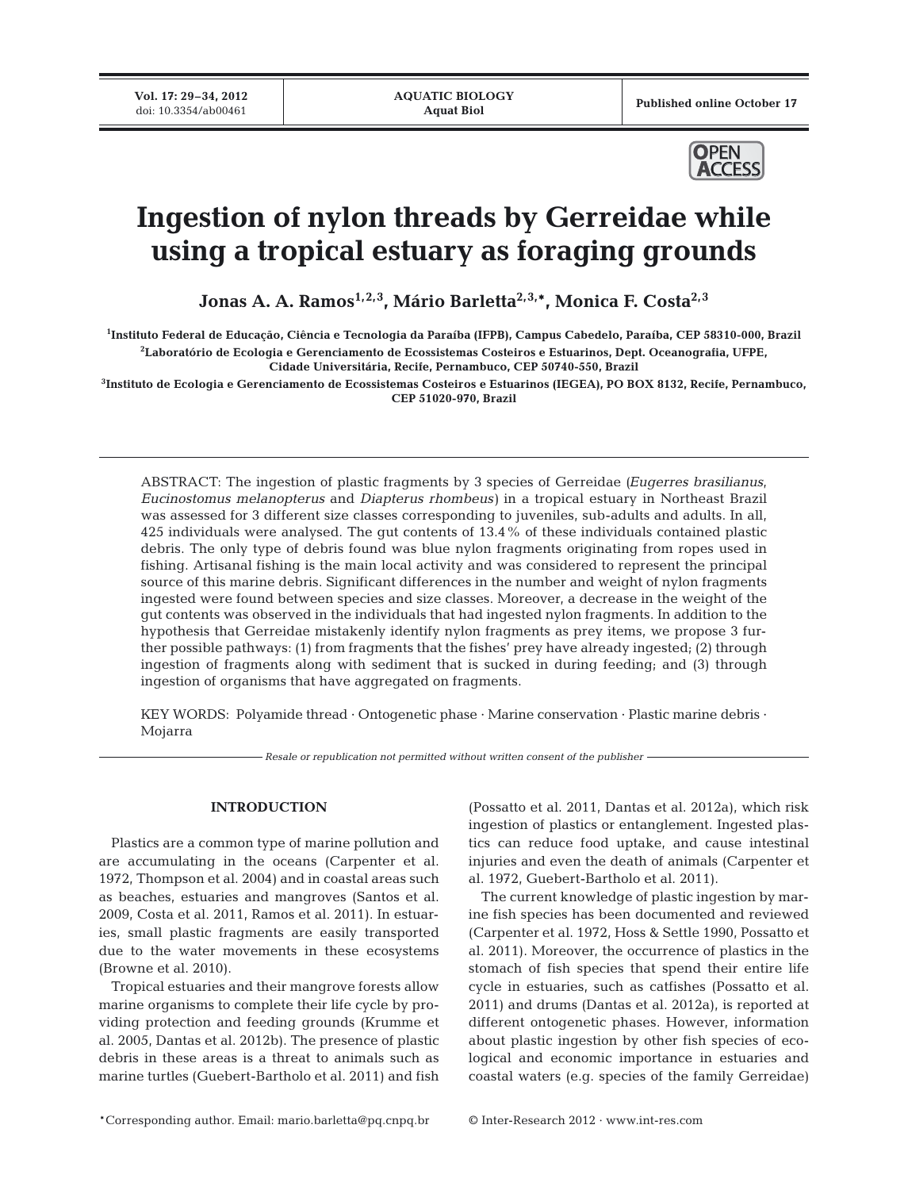# Ingestion of nylon threads by Gerreidae while using a tropical estuary as foraging grounds

**Jonas A. A. Ramos[1,2,3], Mário Barletta[2,3,*], Monica F. Costa[2,3]**

[1]Instituto Federal de Educação, Ciência e Tecnologia da Paraíba (IFPB), Campus Cabedelo, Paraíba, CEP 58310-000, Brazil

[2]Laboratório de Ecologia e Gerenciamento de Ecossistemas Costeiros e Estuarinos, Dept. Oceanografia, UFPE, Cidade Universitária, Recife, Pernambuco, CEP 50740-550, Brazil

[3]Instituto de Ecologia e Gerenciamento de Ecossistemas Costeiros e Estuarinos (IEGEA), PO BOX 8132, Recife, Pernambuco, CEP 51020-970, Brazil

ABSTRACT: The ingestion of plastic fragments by 3 species of Gerreidae (*Eugerres brasilianus*, *Eucinostomus melanopterus* and *Diapterus rhombeus*) in a tropical estuary in Northeast Brazil was assessed for 3 different size classes corresponding to juveniles, sub-adults and adults. In all, 425 individuals were analysed. The gut contents of 13.4% of these individuals contained plastic debris. The only type of debris found was blue nylon fragments originating from ropes used in fishing. Artisanal fishing is the main local activity and was considered to represent the principal source of this marine debris. Significant differences in the number and weight of nylon fragments ingested were found between species and size classes. Moreover, a decrease in the weight of the gut contents was observed in the individuals that had ingested nylon fragments. In addition to the hypothesis that Gerreidae mistakenly identify nylon fragments as prey items, we propose 3 further possible pathways: (1) from fragments that the fishes' prey have already ingested; (2) through ingestion of fragments along with sediment that is sucked in during feeding; and (3) through ingestion of organisms that have aggregated on fragments.

KEY WORDS: Polyamide thread · Ontogenetic phase · Marine conservation · Plastic marine debris · Mojarra

*Resale or republication not permitted without written consent of the publisher*

## INTRODUCTION

Plastics are a common type of marine pollution and are accumulating in the oceans (Carpenter et al. 1972, Thompson et al. 2004) and in coastal areas such as beaches, estuaries and mangroves (Santos et al. 2009, Costa et al. 2011, Ramos et al. 2011). In estuaries, small plastic fragments are easily transported due to the water movements in these ecosystems (Browne et al. 2010).

Tropical estuaries and their mangrove forests allow marine organisms to complete their life cycle by providing protection and feeding grounds (Krumme et al. 2005, Dantas et al. 2012b). The presence of plastic debris in these areas is a threat to animals such as marine turtles (Guebert-Bartholo et al. 2011) and fish (Possatto et al. 2011, Dantas et al. 2012a), which risk ingestion of plastics or entanglement. Ingested plastics can reduce food uptake, and cause intestinal injuries and even the death of animals (Carpenter et al. 1972, Guebert-Bartholo et al. 2011).

The current knowledge of plastic ingestion by marine fish species has been documented and reviewed (Carpenter et al. 1972, Hoss & Settle 1990, Possatto et al. 2011). Moreover, the occurrence of plastics in the stomach of fish species that spend their entire life cycle in estuaries, such as catfishes (Possatto et al. 2011) and drums (Dantas et al. 2012a), is reported at different ontogenetic phases. However, information about plastic ingestion by other fish species of ecological and economic importance in estuaries and coastal waters (e.g. species of the family Gerreidae)

*Corresponding author. Email: mario.barletta@pq.cnpq.br

© Inter-Research 2012 · www.int-res.com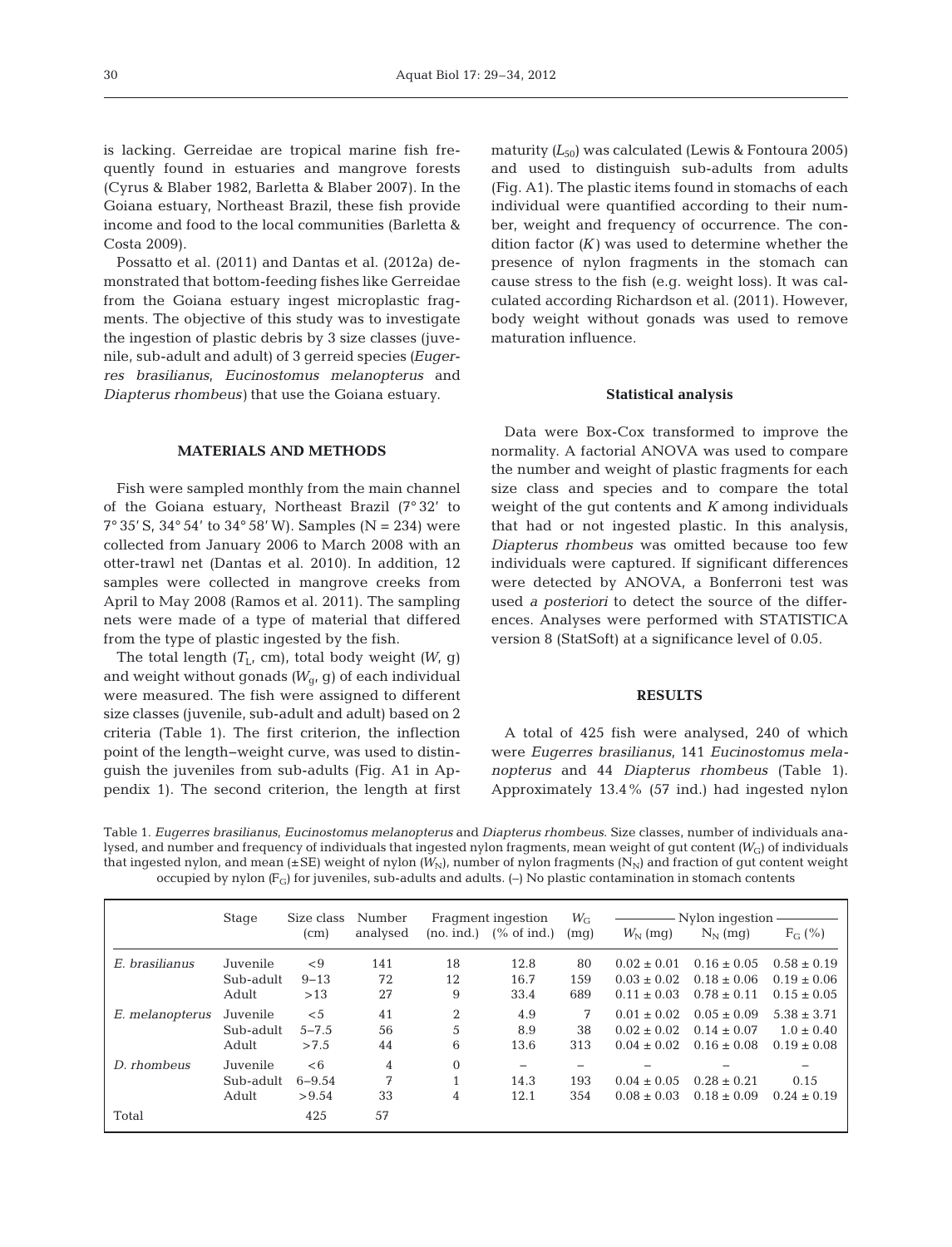is lacking. Gerreidae are tropical marine fish frequently found in estuaries and mangrove forests (Cyrus & Blaber 1982, Barletta & Blaber 2007). In the Goiana estuary, Northeast Brazil, these fish provide income and food to the local communities (Barletta & Costa 2009).

Possatto et al. (2011) and Dantas et al. (2012a) demonstrated that bottom-feeding fishes like Gerreidae from the Goiana estuary ingest microplastic fragments. The objective of this study was to investigate the ingestion of plastic debris by 3 size classes (juvenile, sub-adult and adult) of 3 gerreid species (*Eugerres brasilianus*, *Eucinostomus melanopterus* and *Diapterus rhombeus*) that use the Goiana estuary.

## MATERIALS AND METHODS

Fish were sampled monthly from the main channel of the Goiana estuary, Northeast Brazil (7° 32′ to 7° 35′ S, 34° 54′ to 34° 58′ W). Samples (N = 234) were collected from January 2006 to March 2008 with an otter-trawl net (Dantas et al. 2010). In addition, 12 samples were collected in mangrove creeks from April to May 2008 (Ramos et al. 2011). The sampling nets were made of a type of material that differed from the type of plastic ingested by the fish.

The total length ($T_L$, cm), total body weight ($W$, g) and weight without gonads ($W_g$, g) of each individual were measured. The fish were assigned to different size classes (juvenile, sub-adult and adult) based on 2 criteria (Table 1). The first criterion, the inflection point of the length–weight curve, was used to distinguish the juveniles from sub-adults (Fig. A1 in Appendix 1). The second criterion, the length at first maturity ($L_{50}$) was calculated (Lewis & Fontoura 2005) and used to distinguish sub-adults from adults (Fig. A1). The plastic items found in stomachs of each individual were quantified according to their number, weight and frequency of occurrence. The condition factor ($K$) was used to determine whether the presence of nylon fragments in the stomach can cause stress to the fish (e.g. weight loss). It was calculated according Richardson et al. (2011). However, body weight without gonads was used to remove maturation influence.

### Statistical analysis

Data were Box-Cox transformed to improve the normality. A factorial ANOVA was used to compare the number and weight of plastic fragments for each size class and species and to compare the total weight of the gut contents and $K$ among individuals that had or not ingested plastic. In this analysis, *Diapterus rhombeus* was omitted because too few individuals were captured. If significant differences were detected by ANOVA, a Bonferroni test was used *a posteriori* to detect the source of the differences. Analyses were performed with STATISTICA version 8 (StatSoft) at a significance level of 0.05.

## RESULTS

A total of 425 fish were analysed, 240 of which were *Eugerres brasilianus*, 141 *Eucinostomus melanopterus* and 44 *Diapterus rhombeus* (Table 1). Approximately 13.4% (57 ind.) had ingested nylon

Table 1. *Eugerres brasilianus*, *Eucinostomus melanopterus* and *Diapterus rhombeus*. Size classes, number of individuals analysed, and number and frequency of individuals that ingested nylon fragments, mean weight of gut content ($W_G$) of individuals that ingested nylon, and mean (±SE) weight of nylon ($W_N$), number of nylon fragments ($N_N$) and fraction of gut content weight occupied by nylon ($F_G$) for juveniles, sub-adults and adults. (–) No plastic contamination in stomach contents

| | Stage | Size class (cm) | Number analysed | Fragment ingestion (no. ind.) | Fragment ingestion (% of ind.) | $W_G$ (mg) | Nylon ingestion $W_N$ (mg) | Nylon ingestion $N_N$ (mg) | Nylon ingestion $F_G$ (%) |
|---|---|---|---|---|---|---|---|---|---|
| *E. brasilianus* | Juvenile | <9 | 141 | 18 | 12.8 | 80 | 0.02 ± 0.01 | 0.16 ± 0.05 | 0.58 ± 0.19 |
| | Sub-adult | 9–13 | 72 | 12 | 16.7 | 159 | 0.03 ± 0.02 | 0.18 ± 0.06 | 0.19 ± 0.06 |
| | Adult | >13 | 27 | 9 | 33.4 | 689 | 0.11 ± 0.03 | 0.78 ± 0.11 | 0.15 ± 0.05 |
| *E. melanopterus* | Juvenile | <5 | 41 | 2 | 4.9 | 7 | 0.01 ± 0.02 | 0.05 ± 0.09 | 5.38 ± 3.71 |
| | Sub-adult | 5–7.5 | 56 | 5 | 8.9 | 38 | 0.02 ± 0.02 | 0.14 ± 0.07 | 1.0 ± 0.40 |
| | Adult | >7.5 | 44 | 6 | 13.6 | 313 | 0.04 ± 0.02 | 0.16 ± 0.08 | 0.19 ± 0.08 |
| *D. rhombeus* | Juvenile | <6 | 4 | 0 | – | – | – | – | – |
| | Sub-adult | 6–9.54 | 7 | 1 | 14.3 | 193 | 0.04 ± 0.05 | 0.28 ± 0.21 | 0.15 |
| | Adult | >9.54 | 33 | 4 | 12.1 | 354 | 0.08 ± 0.03 | 0.18 ± 0.09 | 0.24 ± 0.19 |
| Total | | | 425 | 57 | | | | | |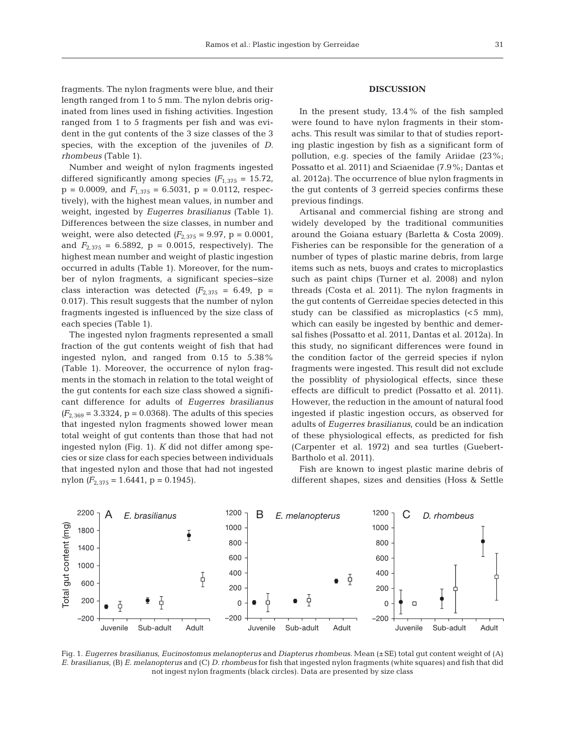fragments. The nylon fragments were blue, and their length ranged from 1 to 5 mm. The nylon debris originated from lines used in fishing activities. Ingestion ranged from 1 to 5 fragments per fish and was evident in the gut contents of the 3 size classes of the 3 species, with the exception of the juveniles of *D. rhombeus* (Table 1).

Number and weight of nylon fragments ingested differed significantly among species ($F_{1,375}$ = 15.72, p = 0.0009, and $F_{1,375}$ = 6.5031, p = 0.0112, respectively), with the highest mean values, in number and weight, ingested by *Eugerres brasilianus* (Table 1). Differences between the size classes, in number and weight, were also detected ($F_{2,375}$ = 9.97, p = 0.0001, and $F_{2,375}$ = 6.5892, p = 0.0015, respectively). The highest mean number and weight of plastic ingestion occurred in adults (Table 1). Moreover, for the number of nylon fragments, a significant species–size class interaction was detected ($F_{2,375}$ = 6.49, p = 0.017). This result suggests that the number of nylon fragments ingested is influenced by the size class of each species (Table 1).

The ingested nylon fragments represented a small fraction of the gut contents weight of fish that had ingested nylon, and ranged from 0.15 to 5.38% (Table 1). Moreover, the occurrence of nylon fragments in the stomach in relation to the total weight of the gut contents for each size class showed a significant difference for adults of *Eugerres brasilianus* ($F_{2,369}$ = 3.3324, p = 0.0368). The adults of this species that ingested nylon fragments showed lower mean total weight of gut contents than those that had not ingested nylon (Fig. 1). *K* did not differ among species or size class for each species between individuals that ingested nylon and those that had not ingested nylon ($F_{2,375}$ = 1.6441, p = 0.1945).

## DISCUSSION

In the present study, 13.4% of the fish sampled were found to have nylon fragments in their stomachs. This result was similar to that of studies reporting plastic ingestion by fish as a significant form of pollution, e.g. species of the family Ariidae (23%; Possatto et al. 2011) and Sciaenidae (7.9%; Dantas et al. 2012a). The occurrence of blue nylon fragments in the gut contents of 3 gerreid species confirms these previous findings.

Artisanal and commercial fishing are strong and widely developed by the traditional communities around the Goiana estuary (Barletta & Costa 2009). Fisheries can be responsible for the generation of a number of types of plastic marine debris, from large items such as nets, buoys and crates to microplastics such as paint chips (Turner et al. 2008) and nylon threads (Costa et al. 2011). The nylon fragments in the gut contents of Gerreidae species detected in this study can be classified as microplastics (<5 mm), which can easily be ingested by benthic and demersal fishes (Possatto et al. 2011, Dantas et al. 2012a). In this study, no significant differences were found in the condition factor of the gerreid species if nylon fragments were ingested. This result did not exclude the possiblity of physiological effects, since these effects are difficult to predict (Possatto et al. 2011). However, the reduction in the amount of natural food ingested if plastic ingestion occurs, as observed for adults of *Eugerres brasilianus*, could be an indication of these physiological effects, as predicted for fish (Carpenter et al. 1972) and sea turtles (Guebert-Bartholo et al. 2011).

Fish are known to ingest plastic marine debris of different shapes, sizes and densities (Hoss & Settle

Fig. 1. *Eugerres brasilianus*, *Eucinostomus melanopterus* and *Diapterus rhombeus*. Mean (±SE) total gut content weight of (A) *E. brasilianus*, (B) *E. melanopterus* and (C) *D. rhombeus* for fish that ingested nylon fragments (white squares) and fish that did not ingest nylon fragments (black circles). Data are presented by size class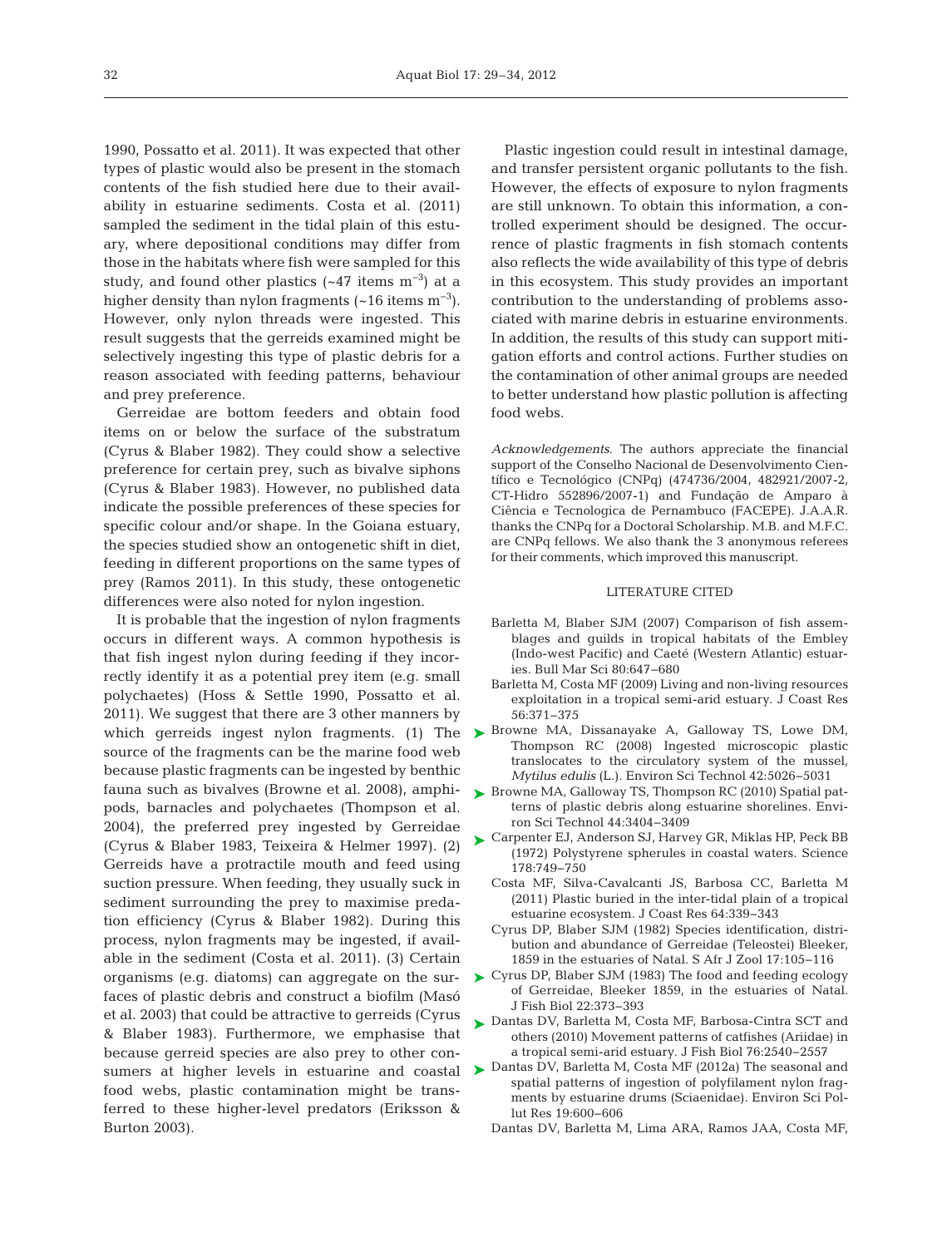1990, Possatto et al. 2011). It was expected that other types of plastic would also be present in the stomach contents of the fish studied here due to their availability in estuarine sediments. Costa et al. (2011) sampled the sediment in the tidal plain of this estuary, where depositional conditions may differ from those in the habitats where fish were sampled for this study, and found other plastics (~47 items $m^{-3}$) at a higher density than nylon fragments (~16 items $m^{-3}$). However, only nylon threads were ingested. This result suggests that the gerreids examined might be selectively ingesting this type of plastic debris for a reason associated with feeding patterns, behaviour and prey preference.

Gerreidae are bottom feeders and obtain food items on or below the surface of the substratum (Cyrus & Blaber 1982). They could show a selective preference for certain prey, such as bivalve siphons (Cyrus & Blaber 1983). However, no published data indicate the possible preferences of these species for specific colour and/or shape. In the Goiana estuary, the species studied show an ontogenetic shift in diet, feeding in different proportions on the same types of prey (Ramos 2011). In this study, these ontogenetic differences were also noted for nylon ingestion.

It is probable that the ingestion of nylon fragments occurs in different ways. A common hypothesis is that fish ingest nylon during feeding if they incorrectly identify it as a potential prey item (e.g. small polychaetes) (Hoss & Settle 1990, Possatto et al. 2011). We suggest that there are 3 other manners by which gerreids ingest nylon fragments. (1) The source of the fragments can be the marine food web because plastic fragments can be ingested by benthic fauna such as bivalves (Browne et al. 2008), amphipods, barnacles and polychaetes (Thompson et al. 2004), the preferred prey ingested by Gerreidae (Cyrus & Blaber 1983, Teixeira & Helmer 1997). (2) Gerreids have a protractile mouth and feed using suction pressure. When feeding, they usually suck in sediment surrounding the prey to maximise predation efficiency (Cyrus & Blaber 1982). During this process, nylon fragments may be ingested, if available in the sediment (Costa et al. 2011). (3) Certain organisms (e.g. diatoms) can aggregate on the surfaces of plastic debris and construct a biofilm (Masó et al. 2003) that could be attractive to gerreids (Cyrus & Blaber 1983). Furthermore, we emphasise that because gerreid species are also prey to other consumers at higher levels in estuarine and coastal food webs, plastic contamination might be transferred to these higher-level predators (Eriksson & Burton 2003).

Plastic ingestion could result in intestinal damage, and transfer persistent organic pollutants to the fish. However, the effects of exposure to nylon fragments are still unknown. To obtain this information, a controlled experiment should be designed. The occurrence of plastic fragments in fish stomach contents also reflects the wide availability of this type of debris in this ecosystem. This study provides an important contribution to the understanding of problems associated with marine debris in estuarine environments. In addition, the results of this study can support mitigation efforts and control actions. Further studies on the contamination of other animal groups are needed to better understand how plastic pollution is affecting food webs.

*Acknowledgements.* The authors appreciate the financial support of the Conselho Nacional de Desenvolvimento Científico e Tecnológico (CNPq) (474736/2004, 482921/2007-2, CT-Hidro 552896/2007-1) and Fundação de Amparo à Ciência e Tecnologica de Pernambuco (FACEPE). J.A.A.R. thanks the CNPq for a Doctoral Scholarship. M.B. and M.F.C. are CNPq fellows. We also thank the 3 anonymous referees for their comments, which improved this manuscript.

## LITERATURE CITED

- Barletta M, Blaber SJM (2007) Comparison of fish assemblages and guilds in tropical habitats of the Embley (Indo-west Pacific) and Caeté (Western Atlantic) estuaries. Bull Mar Sci 80:647–680
- Barletta M, Costa MF (2009) Living and non-living resources exploitation in a tropical semi-arid estuary. J Coast Res 56:371–375
- Browne MA, Dissanayake A, Galloway TS, Lowe DM, Thompson RC (2008) Ingested microscopic plastic translocates to the circulatory system of the mussel, *Mytilus edulis* (L.). Environ Sci Technol 42:5026–5031
- Browne MA, Galloway TS, Thompson RC (2010) Spatial patterns of plastic debris along estuarine shorelines. Environ Sci Technol 44:3404–3409
- Carpenter EJ, Anderson SJ, Harvey GR, Miklas HP, Peck BB (1972) Polystyrene spherules in coastal waters. Science 178:749–750
- Costa MF, Silva-Cavalcanti JS, Barbosa CC, Barletta M (2011) Plastic buried in the inter-tidal plain of a tropical estuarine ecosystem. J Coast Res 64:339–343
- Cyrus DP, Blaber SJM (1982) Species identification, distribution and abundance of Gerreidae (Teleostei) Bleeker, 1859 in the estuaries of Natal. S Afr J Zool 17:105–116
- Cyrus DP, Blaber SJM (1983) The food and feeding ecology of Gerreidae, Bleeker 1859, in the estuaries of Natal. J Fish Biol 22:373–393
- Dantas DV, Barletta M, Costa MF, Barbosa-Cintra SCT and others (2010) Movement patterns of catfishes (Ariidae) in a tropical semi-arid estuary. J Fish Biol 76:2540–2557
- Dantas DV, Barletta M, Costa MF (2012a) The seasonal and spatial patterns of ingestion of polyfilament nylon fragments by estuarine drums (Sciaenidae). Environ Sci Pollut Res 19:600–606
- Dantas DV, Barletta M, Lima ARA, Ramos JAA, Costa MF,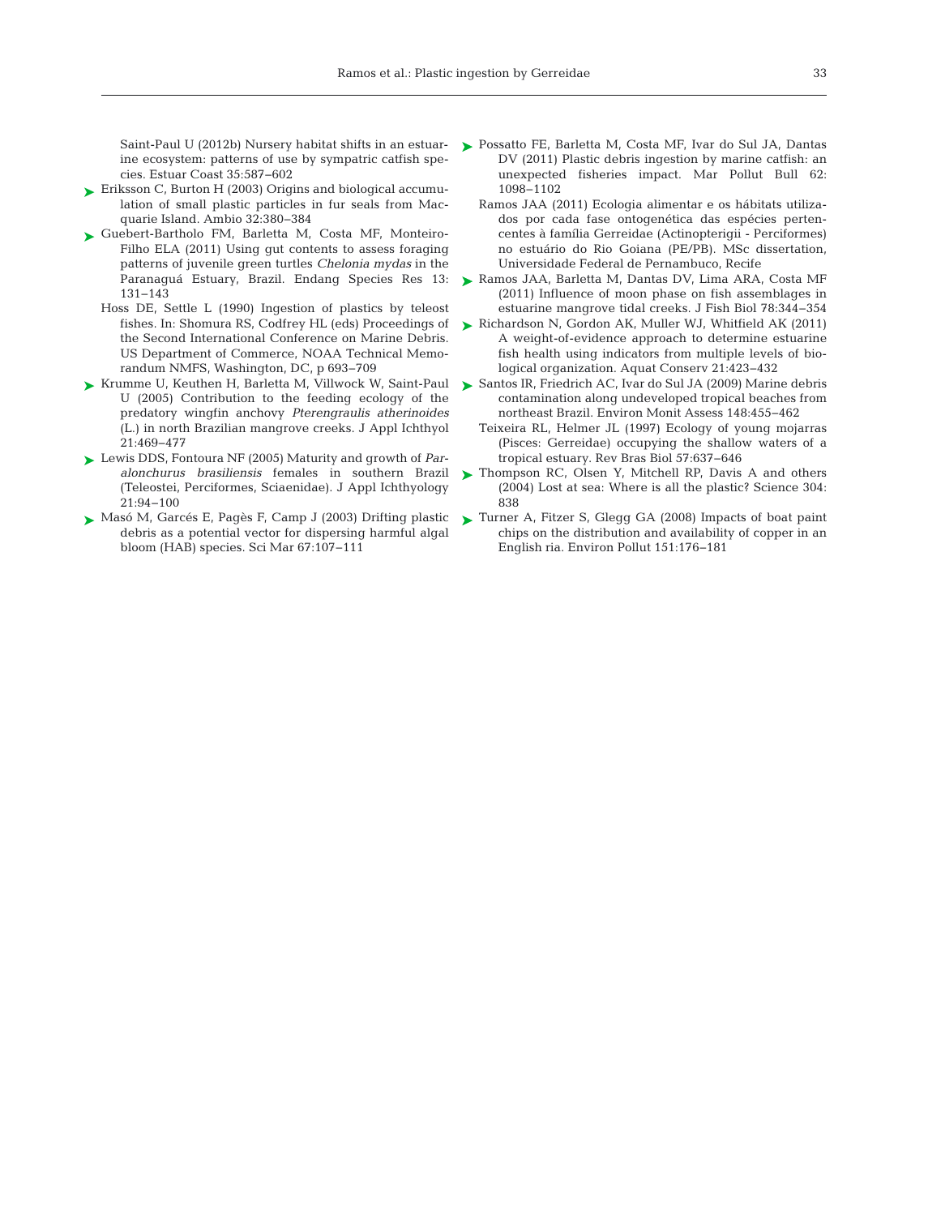Saint-Paul U (2012b) Nursery habitat shifts in an estuarine ecosystem: patterns of use by sympatric catfish species. Estuar Coast 35:587–602

Eriksson C, Burton H (2003) Origins and biological accumulation of small plastic particles in fur seals from Macquarie Island. Ambio 32:380–384

Guebert-Bartholo FM, Barletta M, Costa MF, Monteiro-Filho ELA (2011) Using gut contents to assess foraging patterns of juvenile green turtles *Chelonia mydas* in the Paranaguá Estuary, Brazil. Endang Species Res 13: 131–143

Hoss DE, Settle L (1990) Ingestion of plastics by teleost fishes. In: Shomura RS, Codfrey HL (eds) Proceedings of the Second International Conference on Marine Debris. US Department of Commerce, NOAA Technical Memorandum NMFS, Washington, DC, p 693–709

Krumme U, Keuthen H, Barletta M, Villwock W, Saint-Paul U (2005) Contribution to the feeding ecology of the predatory wingfin anchovy *Pterengraulis atherinoides* (L.) in north Brazilian mangrove creeks. J Appl Ichthyol 21:469–477

Lewis DDS, Fontoura NF (2005) Maturity and growth of *Paralonchurus brasiliensis* females in southern Brazil (Teleostei, Perciformes, Sciaenidae). J Appl Ichthyology 21:94–100

Masó M, Garcés E, Pagès F, Camp J (2003) Drifting plastic debris as a potential vector for dispersing harmful algal bloom (HAB) species. Sci Mar 67:107–111

Possatto FE, Barletta M, Costa MF, Ivar do Sul JA, Dantas DV (2011) Plastic debris ingestion by marine catfish: an unexpected fisheries impact. Mar Pollut Bull 62: 1098–1102

Ramos JAA (2011) Ecologia alimentar e os hábitats utilizados por cada fase ontogenética das espécies pertencentes à família Gerreidae (Actinopterigii - Perciformes) no estuário do Rio Goiana (PE/PB). MSc dissertation, Universidade Federal de Pernambuco, Recife

Ramos JAA, Barletta M, Dantas DV, Lima ARA, Costa MF (2011) Influence of moon phase on fish assemblages in estuarine mangrove tidal creeks. J Fish Biol 78:344–354

Richardson N, Gordon AK, Muller WJ, Whitfield AK (2011) A weight-of-evidence approach to determine estuarine fish health using indicators from multiple levels of biological organization. Aquat Conserv 21:423–432

Santos IR, Friedrich AC, Ivar do Sul JA (2009) Marine debris contamination along undeveloped tropical beaches from northeast Brazil. Environ Monit Assess 148:455–462

Teixeira RL, Helmer JL (1997) Ecology of young mojarras (Pisces: Gerreidae) occupying the shallow waters of a tropical estuary. Rev Bras Biol 57:637–646

Thompson RC, Olsen Y, Mitchell RP, Davis A and others (2004) Lost at sea: Where is all the plastic? Science 304: 838

Turner A, Fitzer S, Glegg GA (2008) Impacts of boat paint chips on the distribution and availability of copper in an English ria. Environ Pollut 151:176–181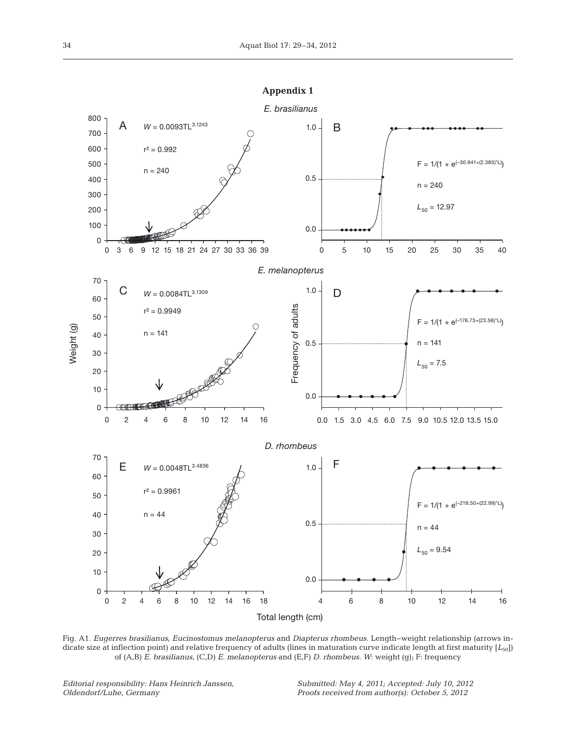## Appendix 1

*E. brasilianus*

A

$W = 0.0093\text{TL}^{3.1243}$

$r^2 = 0.992$

n = 240

B

$F = 1/(1 + e^{(-30.941+(2.385)*L)})$

n = 240

$L_{50}$ = 12.97

*E. melanopterus*

C

$W = 0.0084\text{TL}^{3.1309}$

$r^2 = 0.9949$

n = 141

D

$F = 1/(1 + e^{(-176.73+(23.56)*L)})$

n = 141

$L_{50}$ = 7.5

*D. rhombeus*

E

$W = 0.0048\text{TL}^{3.4836}$

$r^2 = 0.9961$

n = 44

F

$F = 1/(1 + e^{(-219.50+(22.99)*L)})$

n = 44

$L_{50}$ = 9.54

Weight (g)

Frequency of adults

Total length (cm)

Fig. A1. *Eugerres brasilianus*, *Eucinostomus melanopterus* and *Diapterus rhombeus*. Length–weight relationship (arrows indicate size at inflection point) and relative frequency of adults (lines in maturation curve indicate length at first maturity [$L_{50}$]) of (A,B) *E. brasilianus*, (C,D) *E. melanopterus* and (E,F) *D. rhombeus*. *W*: weight (g); F: frequency

*Editorial responsibility: Hans Heinrich Janssen, Oldendorf/Luhe, Germany*

*Submitted: May 4, 2011; Accepted: July 10, 2012*
*Proofs received from author(s): October 5, 2012*